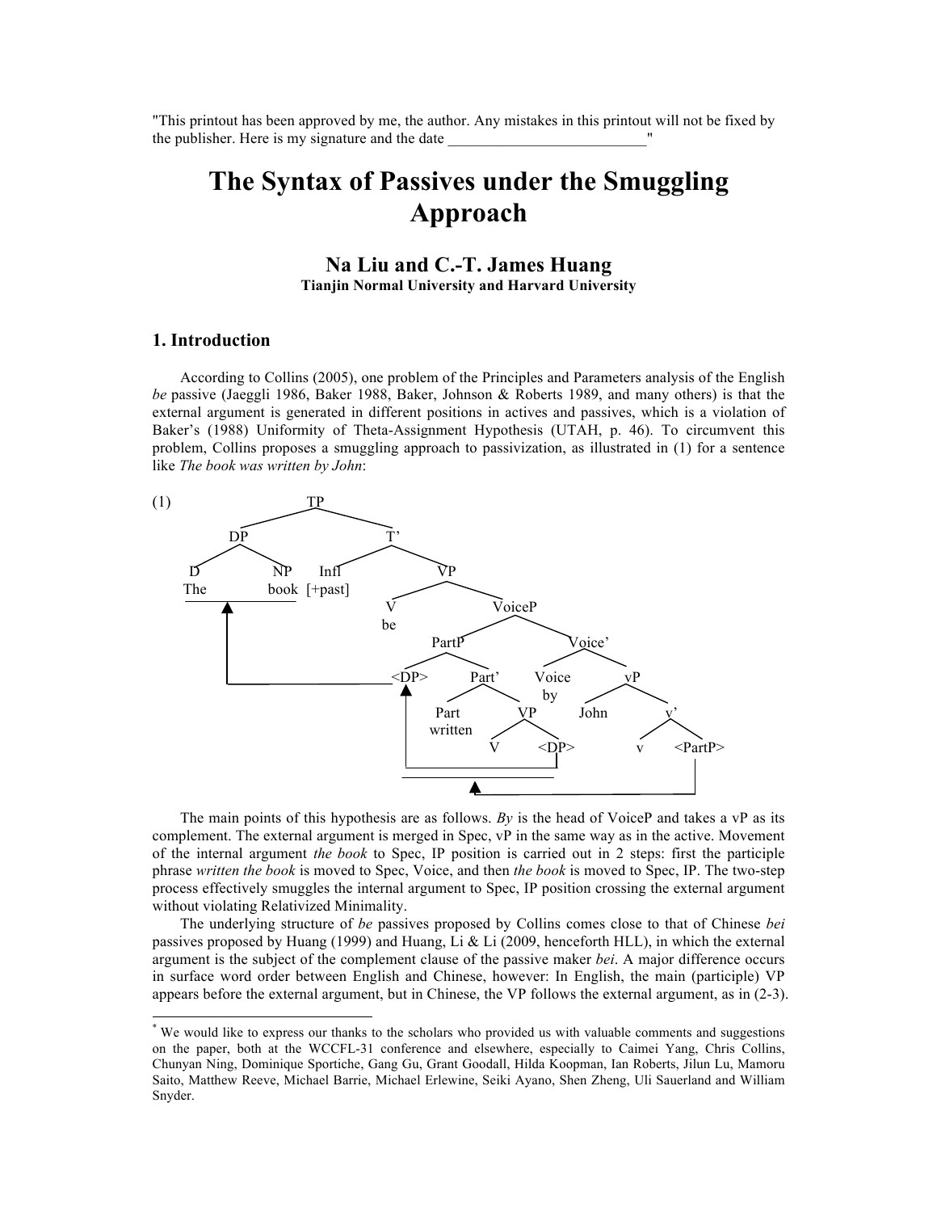"This printout has been approved by me, the author. Any mistakes in this printout will not be fixed by the publisher. Here is my signature and the date ___________________________"

# The Syntax of Passives under the Smuggling Approach

**Na Liu and C.-T. James Huang**
**Tianjin Normal University and Harvard University**

## 1. Introduction

According to Collins (2005), one problem of the Principles and Parameters analysis of the English *be* passive (Jaeggli 1986, Baker 1988, Baker, Johnson & Roberts 1989, and many others) is that the external argument is generated in different positions in actives and passives, which is a violation of Baker's (1988) Uniformity of Theta-Assignment Hypothesis (UTAH, p. 46). To circumvent this problem, Collins proposes a smuggling approach to passivization, as illustrated in (1) for a sentence like *The book was written by John*:

(1)

```
[TP [DP [D The] [NP book]] [T' [Infl [+past]] [VP [V be] [VoiceP [PartP <DP> [Part' [Part written] [VP V <DP>]]] [Voice' [Voice by] [vP John [v' v <PartP>]]]]]]]
```

The main points of this hypothesis are as follows. *By* is the head of VoiceP and takes a vP as its complement. The external argument is merged in Spec, vP in the same way as in the active. Movement of the internal argument *the book* to Spec, IP position is carried out in 2 steps: first the participle phrase *written the book* is moved to Spec, Voice, and then *the book* is moved to Spec, IP. The two-step process effectively smuggles the internal argument to Spec, IP position crossing the external argument without violating Relativized Minimality.

The underlying structure of *be* passives proposed by Collins comes close to that of Chinese *bei* passives proposed by Huang (1999) and Huang, Li & Li (2009, henceforth HLL), in which the external argument is the subject of the complement clause of the passive maker *bei*. A major difference occurs in surface word order between English and Chinese, however: In English, the main (participle) VP appears before the external argument, but in Chinese, the VP follows the external argument, as in (2-3).

---

* We would like to express our thanks to the scholars who provided us with valuable comments and suggestions on the paper, both at the WCCFL-31 conference and elsewhere, especially to Caimei Yang, Chris Collins, Chunyan Ning, Dominique Sportiche, Gang Gu, Grant Goodall, Hilda Koopman, Ian Roberts, Jilun Lu, Mamoru Saito, Matthew Reeve, Michael Barrie, Michael Erlewine, Seiki Ayano, Shen Zheng, Uli Sauerland and William Snyder.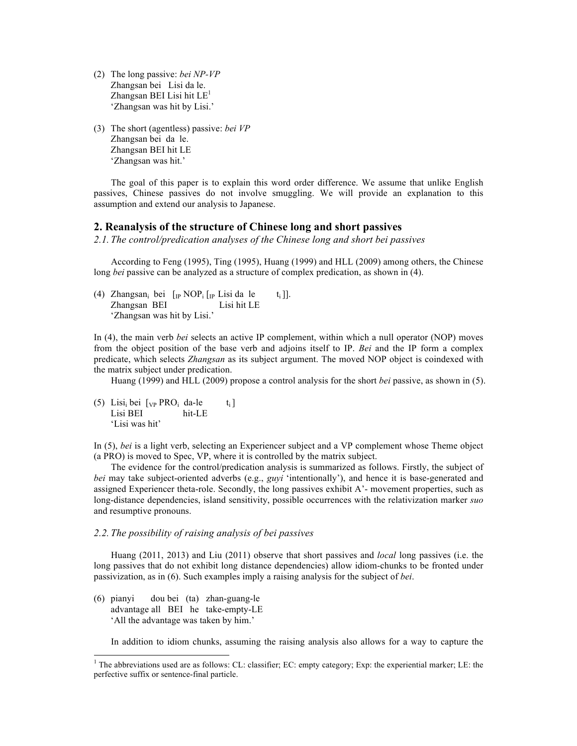(2) The long passive: *bei NP-VP*
    Zhangsan bei Lisi da le.
    Zhangsan BEI Lisi hit LE[1]
    'Zhangsan was hit by Lisi.'

(3) The short (agentless) passive: *bei VP*
    Zhangsan bei da le.
    Zhangsan BEI hit LE
    'Zhangsan was hit.'

The goal of this paper is to explain this word order difference. We assume that unlike English passives, Chinese passives do not involve smuggling. We will provide an explanation to this assumption and extend our analysis to Japanese.

## 2. Reanalysis of the structure of Chinese long and short passives

### *2.1. The control/predication analyses of the Chinese long and short bei passives*

According to Feng (1995), Ting (1995), Huang (1999) and HLL (2009) among others, the Chinese long *bei* passive can be analyzed as a structure of complex predication, as shown in (4).

(4) Zhangsan$_i$ bei [$_{IP}$ NOP$_i$ [$_{IP}$ Lisi da le t$_i$ ]].
    Zhangsan BEI Lisi hit LE
    'Zhangsan was hit by Lisi.'

In (4), the main verb *bei* selects an active IP complement, within which a null operator (NOP) moves from the object position of the base verb and adjoins itself to IP. *Bei* and the IP form a complex predicate, which selects *Zhangsan* as its subject argument. The moved NOP object is coindexed with the matrix subject under predication.

Huang (1999) and HLL (2009) propose a control analysis for the short *bei* passive, as shown in (5).

(5) Lisi$_i$ bei [$_{VP}$ PRO$_i$ da-le t$_i$ ]
    Lisi BEI hit-LE
    'Lisi was hit'

In (5), *bei* is a light verb, selecting an Experiencer subject and a VP complement whose Theme object (a PRO) is moved to Spec, VP, where it is controlled by the matrix subject.

The evidence for the control/predication analysis is summarized as follows. Firstly, the subject of *bei* may take subject-oriented adverbs (e.g., *guyi* 'intentionally'), and hence it is base-generated and assigned Experiencer theta-role. Secondly, the long passives exhibit A'- movement properties, such as long-distance dependencies, island sensitivity, possible occurrences with the relativization marker *suo* and resumptive pronouns.

### *2.2. The possibility of raising analysis of bei passives*

Huang (2011, 2013) and Liu (2011) observe that short passives and *local* long passives (i.e. the long passives that do not exhibit long distance dependencies) allow idiom-chunks to be fronted under passivization, as in (6). Such examples imply a raising analysis for the subject of *bei*.

(6) pianyi dou bei (ta) zhan-guang-le
    advantage all BEI he take-empty-LE
    'All the advantage was taken by him.'

In addition to idiom chunks, assuming the raising analysis also allows for a way to capture the

---

[1] The abbreviations used are as follows: CL: classifier; EC: empty category; Exp: the experiential marker; LE: the perfective suffix or sentence-final particle.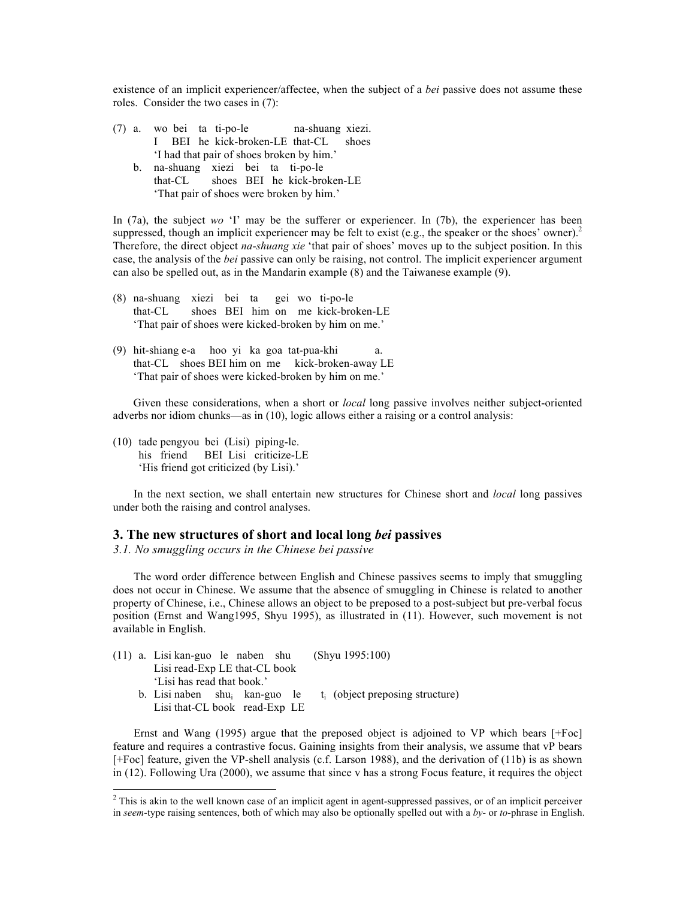existence of an implicit experiencer/affectee, when the subject of a *bei* passive does not assume these roles. Consider the two cases in (7):

(7) a. wo bei ta ti-po-le na-shuang xiezi.
   I BEI he kick-broken-LE that-CL shoes
   'I had that pair of shoes broken by him.'

   b. na-shuang xiezi bei ta ti-po-le
   that-CL shoes BEI he kick-broken-LE
   'That pair of shoes were broken by him.'

In (7a), the subject *wo* 'I' may be the sufferer or experiencer. In (7b), the experiencer has been suppressed, though an implicit experiencer may be felt to exist (e.g., the speaker or the shoes' owner).[2] Therefore, the direct object *na-shuang xie* 'that pair of shoes' moves up to the subject position. In this case, the analysis of the *bei* passive can only be raising, not control. The implicit experiencer argument can also be spelled out, as in the Mandarin example (8) and the Taiwanese example (9).

(8) na-shuang xiezi bei ta gei wo ti-po-le
   that-CL shoes BEI him on me kick-broken-LE
   'That pair of shoes were kicked-broken by him on me.'

(9) hit-shiang e-a hoo yi ka goa tat-pua-khi a.
   that-CL shoes BEI him on me kick-broken-away LE
   'That pair of shoes were kicked-broken by him on me.'

Given these considerations, when a short or *local* long passive involves neither subject-oriented adverbs nor idiom chunks—as in (10), logic allows either a raising or a control analysis:

(10) tade pengyou bei (Lisi) piping-le.
   his friend BEI Lisi criticize-LE
   'His friend got criticized (by Lisi).'

In the next section, we shall entertain new structures for Chinese short and *local* long passives under both the raising and control analyses.

## 3. The new structures of short and local long *bei* passives

### *3.1. No smuggling occurs in the Chinese bei passive*

The word order difference between English and Chinese passives seems to imply that smuggling does not occur in Chinese. We assume that the absence of smuggling in Chinese is related to another property of Chinese, i.e., Chinese allows an object to be preposed to a post-subject but pre-verbal focus position (Ernst and Wang1995, Shyu 1995), as illustrated in (11). However, such movement is not available in English.

(11) a. Lisi kan-guo le naben shu (Shyu 1995:100)
   Lisi read-Exp LE that-CL book
   'Lisi has read that book.'

   b. Lisi naben $shu_i$ kan-guo le $t_i$ (object preposing structure)
   Lisi that-CL book read-Exp LE

Ernst and Wang (1995) argue that the preposed object is adjoined to VP which bears [+Foc] feature and requires a contrastive focus. Gaining insights from their analysis, we assume that vP bears [+Foc] feature, given the VP-shell analysis (c.f. Larson 1988), and the derivation of (11b) is as shown in (12). Following Ura (2000), we assume that since v has a strong Focus feature, it requires the object

---

[2] This is akin to the well known case of an implicit agent in agent-suppressed passives, or of an implicit perceiver in *seem*-type raising sentences, both of which may also be optionally spelled out with a *by*- or *to*-phrase in English.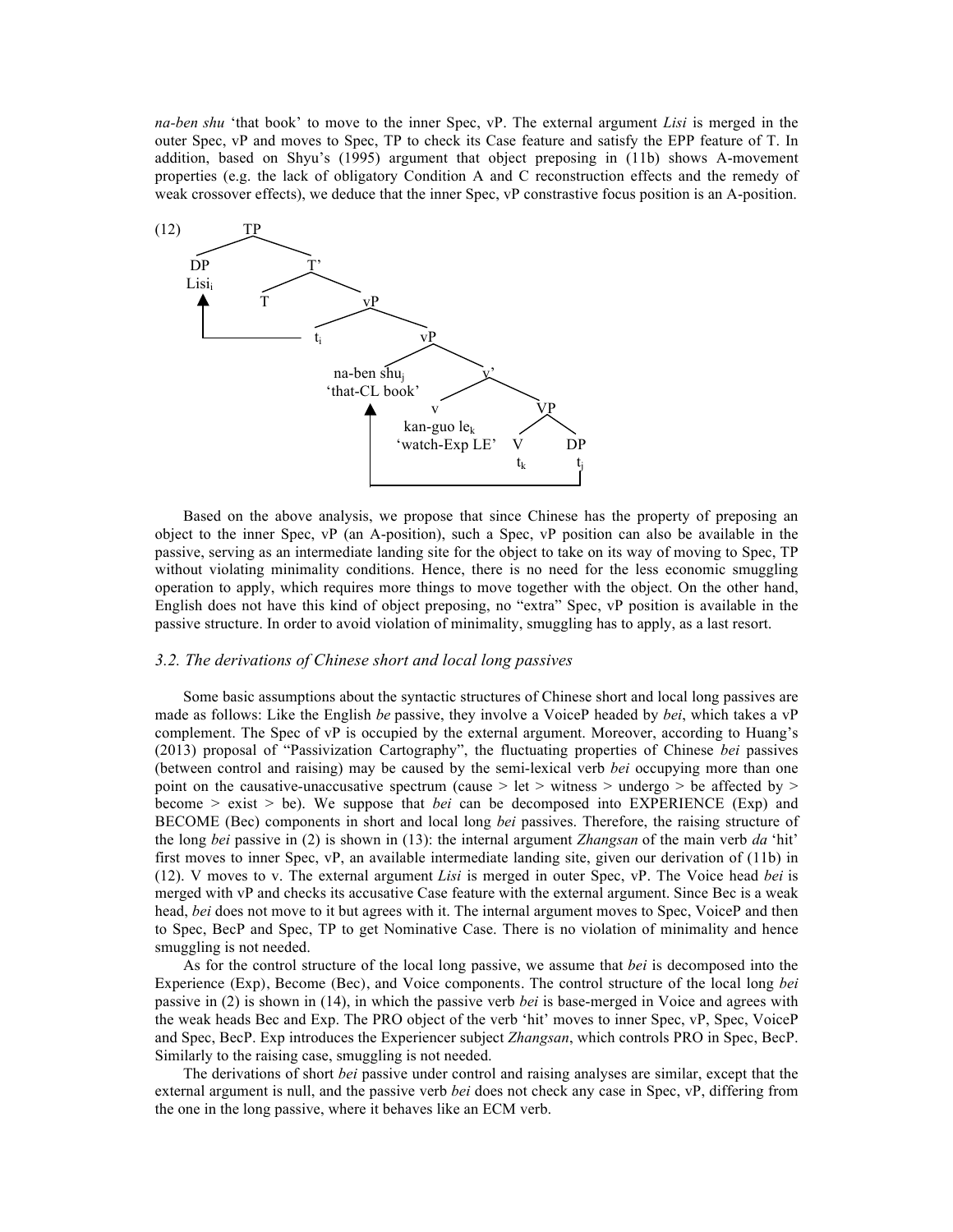*na-ben shu* 'that book' to move to the inner Spec, vP. The external argument *Lisi* is merged in the outer Spec, vP and moves to Spec, TP to check its Case feature and satisfy the EPP feature of T. In addition, based on Shyu's (1995) argument that object preposing in (11b) shows A-movement properties (e.g. the lack of obligatory Condition A and C reconstruction effects and the remedy of weak crossover effects), we deduce that the inner Spec, vP constrastive focus position is an A-position.

(12)

```
TP
├── DP
│   Lisi_i   ←──────────────┐
└── T'                      │
    ├── T                   │
    └── vP                  │
        ├── t_i ────────────┘
        └── vP
            ├── na-ben shu_j   ←──────────┐
            │   'that-CL book'            │
            └── v'                        │
                ├── v                     │
                │   kan-guo le_k          │
                │   'watch-Exp LE'        │
                └── VP                    │
                    ├── V                 │
                    │   t_k               │
                    └── DP                │
                        t_j ──────────────┘
```

Based on the above analysis, we propose that since Chinese has the property of preposing an object to the inner Spec, vP (an A-position), such a Spec, vP position can also be available in the passive, serving as an intermediate landing site for the object to take on its way of moving to Spec, TP without violating minimality conditions. Hence, there is no need for the less economic smuggling operation to apply, which requires more things to move together with the object. On the other hand, English does not have this kind of object preposing, no "extra" Spec, vP position is available in the passive structure. In order to avoid violation of minimality, smuggling has to apply, as a last resort.

### *3.2. The derivations of Chinese short and local long passives*

Some basic assumptions about the syntactic structures of Chinese short and local long passives are made as follows: Like the English *be* passive, they involve a VoiceP headed by *bei*, which takes a vP complement. The Spec of vP is occupied by the external argument. Moreover, according to Huang's (2013) proposal of "Passivization Cartography", the fluctuating properties of Chinese *bei* passives (between control and raising) may be caused by the semi-lexical verb *bei* occupying more than one point on the causative-unaccusative spectrum (cause > let > witness > undergo > be affected by > become > exist > be). We suppose that *bei* can be decomposed into EXPERIENCE (Exp) and BECOME (Bec) components in short and local long *bei* passives. Therefore, the raising structure of the long *bei* passive in (2) is shown in (13): the internal argument *Zhangsan* of the main verb *da* 'hit' first moves to inner Spec, vP, an available intermediate landing site, given our derivation of (11b) in (12). V moves to v. The external argument *Lisi* is merged in outer Spec, vP. The Voice head *bei* is merged with vP and checks its accusative Case feature with the external argument. Since Bec is a weak head, *bei* does not move to it but agrees with it. The internal argument moves to Spec, VoiceP and then to Spec, BecP and Spec, TP to get Nominative Case. There is no violation of minimality and hence smuggling is not needed.

As for the control structure of the local long passive, we assume that *bei* is decomposed into the Experience (Exp), Become (Bec), and Voice components. The control structure of the local long *bei* passive in (2) is shown in (14), in which the passive verb *bei* is base-merged in Voice and agrees with the weak heads Bec and Exp. The PRO object of the verb 'hit' moves to inner Spec, vP, Spec, VoiceP and Spec, BecP. Exp introduces the Experiencer subject *Zhangsan*, which controls PRO in Spec, BecP. Similarly to the raising case, smuggling is not needed.

The derivations of short *bei* passive under control and raising analyses are similar, except that the external argument is null, and the passive verb *bei* does not check any case in Spec, vP, differing from the one in the long passive, where it behaves like an ECM verb.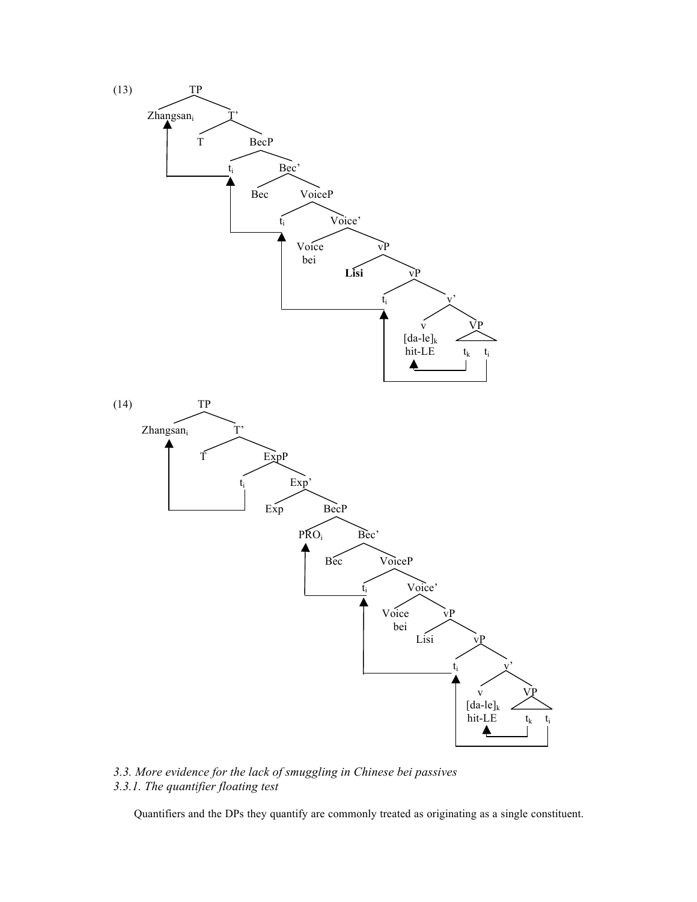(13) [TP Zhangsan$_i$ [T' T [BecP $t_i$ [Bec' Bec [VoiceP $t_i$ [Voice' Voice bei [vP **Lisi** [vP $t_i$ [v' v [da-le]$_k$ hit-LE [VP $t_k$ $t_i$ ]]]]]]]]]]

(14) [TP Zhangsan$_i$ [T' T [ExpP $t_i$ [Exp' Exp [BecP PRO$_i$ [Bec' Bec [VoiceP $t_i$ [Voice' Voice bei [vP Lisi [vP $t_i$ [v' v [da-le]$_k$ hit-LE [VP $t_k$ $t_i$ ]]]]]]]]]]]]

### *3.3. More evidence for the lack of smuggling in Chinese bei passives*

#### *3.3.1. The quantifier floating test*

Quantifiers and the DPs they quantify are commonly treated as originating as a single constituent.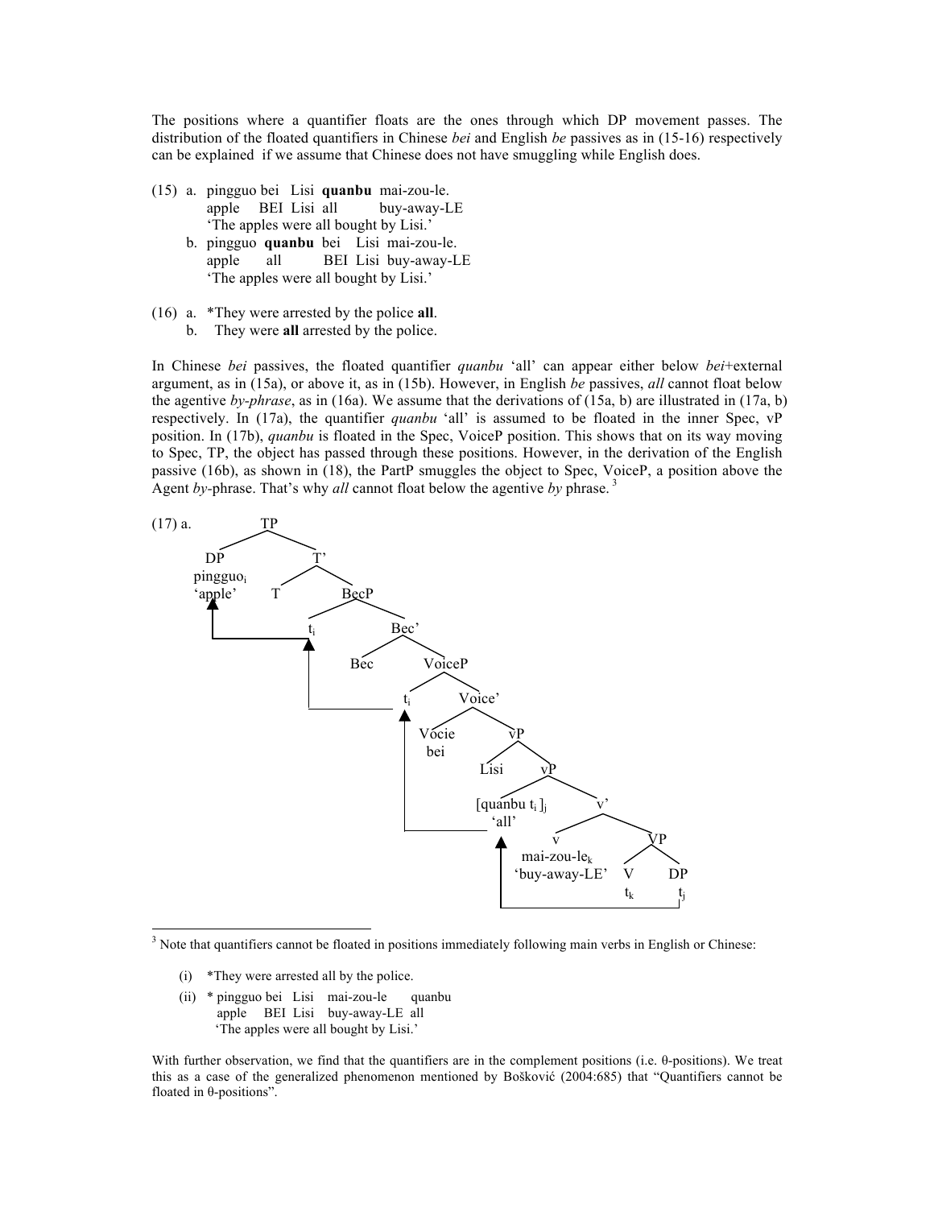The positions where a quantifier floats are the ones through which DP movement passes. The distribution of the floated quantifiers in Chinese *bei* and English *be* passives as in (15-16) respectively can be explained if we assume that Chinese does not have smuggling while English does.

(15) a. pingguo bei Lisi **quanbu** mai-zou-le.
    apple BEI Lisi all buy-away-LE
    'The apples were all bought by Lisi.'
  b. pingguo **quanbu** bei Lisi mai-zou-le.
    apple all BEI Lisi buy-away-LE
    'The apples were all bought by Lisi.'

(16) a. *They were arrested by the police **all**.
  b. They were **all** arrested by the police.

In Chinese *bei* passives, the floated quantifier *quanbu* 'all' can appear either below *bei*+external argument, as in (15a), or above it, as in (15b). However, in English *be* passives, *all* cannot float below the agentive *by-phrase*, as in (16a). We assume that the derivations of (15a, b) are illustrated in (17a, b) respectively. In (17a), the quantifier *quanbu* 'all' is assumed to be floated in the inner Spec, vP position. In (17b), *quanbu* is floated in the Spec, VoiceP position. This shows that on its way moving to Spec, TP, the object has passed through these positions. However, in the derivation of the English passive (16b), as shown in (18), the PartP smuggles the object to Spec, VoiceP, a position above the Agent *by*-phrase. That's why *all* cannot float below the agentive *by* phrase. [3]

(17) a.

```
TP
├── DP pingguo_i 'apple'
└── T'
    ├── T
    └── BecP
        ├── t_i
        └── Bec'
            ├── Bec
            └── VoiceP
                ├── t_i
                └── Voice'
                    ├── Vocie bei
                    └── vP
                        ├── Lisi
                        └── vP
                            ├── [quanbu t_i ]_j 'all'
                            └── v'
                                ├── v mai-zou-le_k 'buy-away-LE'
                                └── VP
                                    ├── V t_k
                                    └── DP t_j
```

---

[3] Note that quantifiers cannot be floated in positions immediately following main verbs in English or Chinese:

(i) *They were arrested all by the police.

(ii) * pingguo bei Lisi mai-zou-le quanbu
  apple BEI Lisi buy-away-LE all
  'The apples were all bought by Lisi.'

With further observation, we find that the quantifiers are in the complement positions (i.e. θ-positions). We treat this as a case of the generalized phenomenon mentioned by Bošković (2004:685) that "Quantifiers cannot be floated in θ-positions".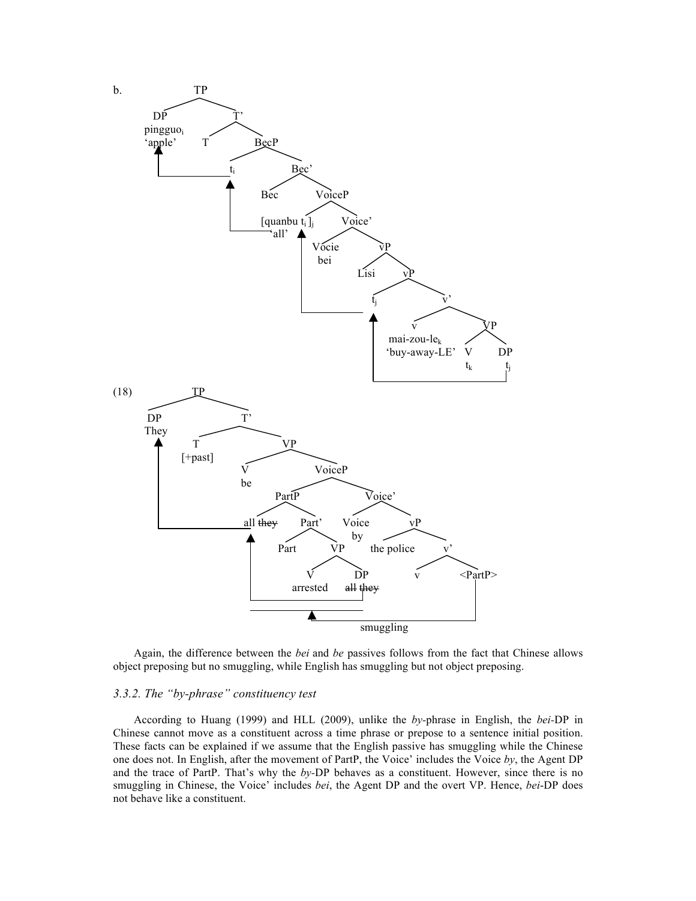b. [Tree diagram: [TP [DP pingguo$_i$ 'apple'] [T' T [BecP $t_i$ [Bec' Bec [VoiceP [quanbu $t_i$ ]$_j$ 'all' [Voice' [Vocie bei] [vP Lisi [vP $t_j$ [v' [v mai-zou-le$_k$ 'buy-away-LE'] [VP [V $t_k$] [DP $t_j$]]]]]]]]]]]

(18) [Tree diagram: [TP [DP They] [T' [T [+past]] [VP [V be] [VoiceP [PartP all ~~they~~ [Part' Part [VP [V arrested] [DP ~~all they~~]]]] [Voice' [Voice by] [vP the police [v' v <PartP>]]]]]]] — smuggling

Again, the difference between the *bei* and *be* passives follows from the fact that Chinese allows object preposing but no smuggling, while English has smuggling but not object preposing.

### *3.3.2. The "by-phrase" constituency test*

According to Huang (1999) and HLL (2009), unlike the *by*-phrase in English, the *bei*-DP in Chinese cannot move as a constituent across a time phrase or prepose to a sentence initial position. These facts can be explained if we assume that the English passive has smuggling while the Chinese one does not. In English, after the movement of PartP, the Voice' includes the Voice *by*, the Agent DP and the trace of PartP. That's why the *by*-DP behaves as a constituent. However, since there is no smuggling in Chinese, the Voice' includes *bei*, the Agent DP and the overt VP. Hence, *bei*-DP does not behave like a constituent.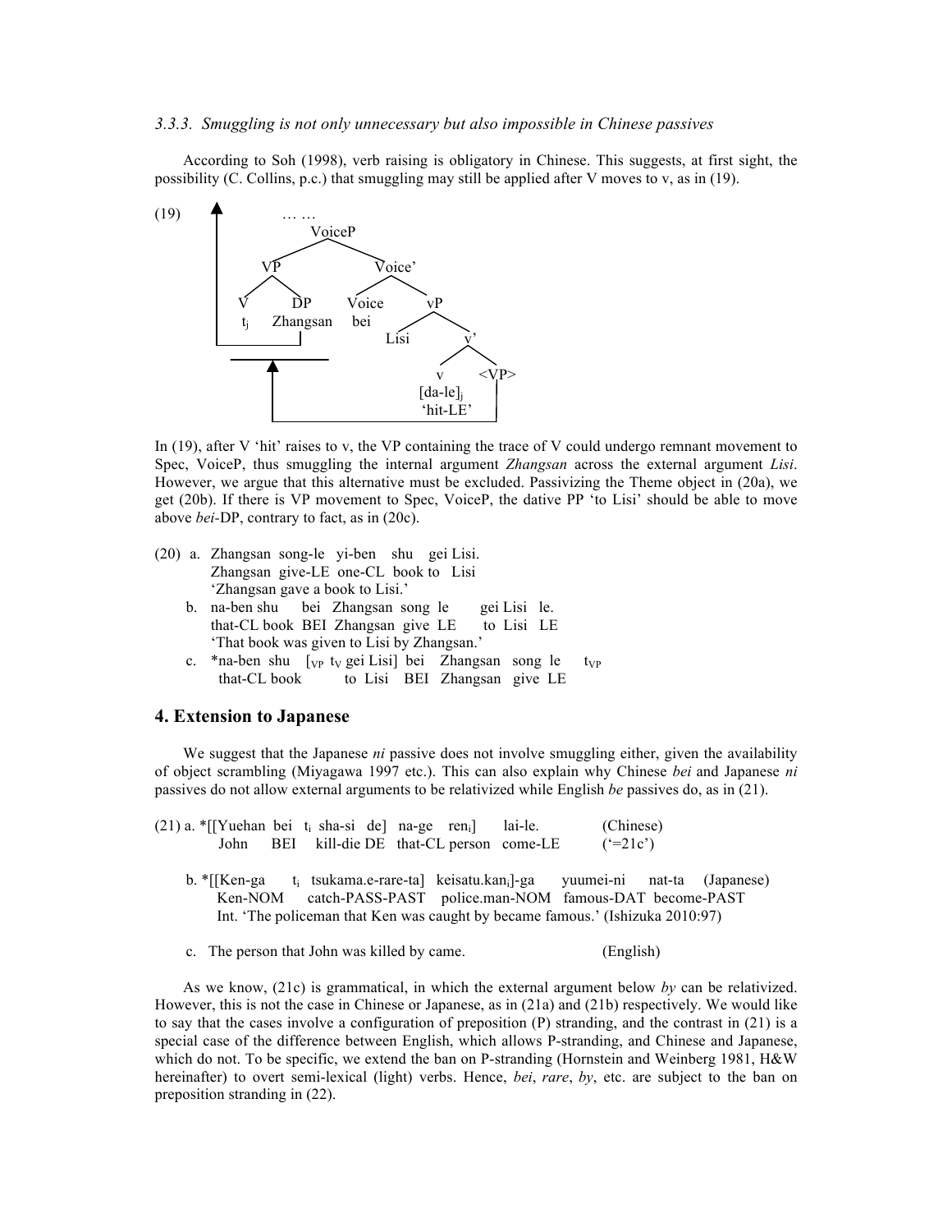*3.3.3. Smuggling is not only unnecessary but also impossible in Chinese passives*

According to Soh (1998), verb raising is obligatory in Chinese. This suggests, at first sight, the possibility (C. Collins, p.c.) that smuggling may still be applied after V moves to v, as in (19).

(19)

```
                 … …
                VoiceP
          /              \
        VP                Voice'
       /  \              /      \
      V    DP         Voice      vP
      tj   Zhangsan    bei      /   \
                              Lisi    v'
                                     /  \
                                    v    <VP>
                                 [da-le]j
                                 'hit-LE'
```

In (19), after V 'hit' raises to v, the VP containing the trace of V could undergo remnant movement to Spec, VoiceP, thus smuggling the internal argument *Zhangsan* across the external argument *Lisi*. However, we argue that this alternative must be excluded. Passivizing the Theme object in (20a), we get (20b). If there is VP movement to Spec, VoiceP, the dative PP 'to Lisi' should be able to move above *bei*-DP, contrary to fact, as in (20c).

(20) a. Zhangsan song-le yi-ben shu gei Lisi.
     Zhangsan give-LE one-CL book to Lisi
     'Zhangsan gave a book to Lisi.'

b. na-ben shu bei Zhangsan song le gei Lisi le.
   that-CL book BEI Zhangsan give LE to Lisi LE
   'That book was given to Lisi by Zhangsan.'

c. *na-ben shu [$_{VP}$ $t_V$ gei Lisi] bei Zhangsan song le $t_{VP}$
   that-CL book to Lisi BEI Zhangsan give LE

## 4. Extension to Japanese

We suggest that the Japanese *ni* passive does not involve smuggling either, given the availability of object scrambling (Miyagawa 1997 etc.). This can also explain why Chinese *bei* and Japanese *ni* passives do not allow external arguments to be relativized while English *be* passives do, as in (21).

(21) a. *[[Yuehan bei $t_i$ sha-si de] na-ge $ren_i$] lai-le. (Chinese)
        John BEI kill-die DE that-CL person come-LE ('=21c')

b. *[[Ken-ga $t_i$ tsukama.e-rare-ta] $keisatu.kan_i$]-ga yuumei-ni nat-ta (Japanese)
   Ken-NOM catch-PASS-PAST police.man-NOM famous-DAT become-PAST
   Int. 'The policeman that Ken was caught by became famous.' (Ishizuka 2010:97)

c. The person that John was killed by came. (English)

As we know, (21c) is grammatical, in which the external argument below *by* can be relativized. However, this is not the case in Chinese or Japanese, as in (21a) and (21b) respectively. We would like to say that the cases involve a configuration of preposition (P) stranding, and the contrast in (21) is a special case of the difference between English, which allows P-stranding, and Chinese and Japanese, which do not. To be specific, we extend the ban on P-stranding (Hornstein and Weinberg 1981, H&W hereinafter) to overt semi-lexical (light) verbs. Hence, *bei*, *rare*, *by*, etc. are subject to the ban on preposition stranding in (22).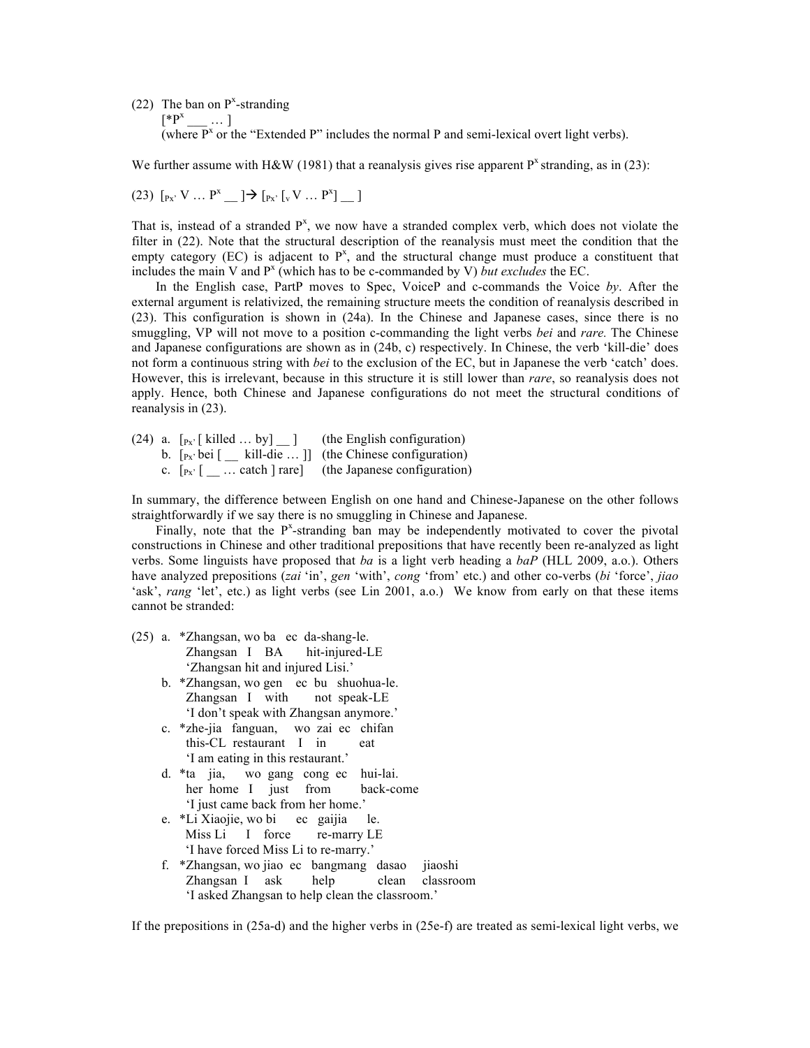(22) The ban on $P^x$-stranding
     [*$P^x$ ___ … ]
     (where $P^x$ or the "Extended P" includes the normal P and semi-lexical overt light verbs).

We further assume with H&W (1981) that a reanalysis gives rise apparent $P^x$ stranding, as in (23):

(23) $[_{Px'}$ V … $P^x$ __ ]→ $[_{Px'}$ $[_v$ V … $P^x$] __ ]

That is, instead of a stranded $P^x$, we now have a stranded complex verb, which does not violate the filter in (22). Note that the structural description of the reanalysis must meet the condition that the empty category (EC) is adjacent to $P^x$, and the structural change must produce a constituent that includes the main V and $P^x$ (which has to be c-commanded by V) *but excludes* the EC.

In the English case, PartP moves to Spec, VoiceP and c-commands the Voice *by*. After the external argument is relativized, the remaining structure meets the condition of reanalysis described in (23). This configuration is shown in (24a). In the Chinese and Japanese cases, since there is no smuggling, VP will not move to a position c-commanding the light verbs *bei* and *rare.* The Chinese and Japanese configurations are shown as in (24b, c) respectively. In Chinese, the verb 'kill-die' does not form a continuous string with *bei* to the exclusion of the EC, but in Japanese the verb 'catch' does. However, this is irrelevant, because in this structure it is still lower than *rare*, so reanalysis does not apply. Hence, both Chinese and Japanese configurations do not meet the structural conditions of reanalysis in (23).

(24) a. $[_{Px'}$ [ killed … by] __ ]     (the English configuration)
     b. $[_{Px'}$ bei [ __ kill-die … ]]  (the Chinese configuration)
     c. $[_{Px'}$ [ __ … catch ] rare]    (the Japanese configuration)

In summary, the difference between English on one hand and Chinese-Japanese on the other follows straightforwardly if we say there is no smuggling in Chinese and Japanese.

Finally, note that the $P^x$-stranding ban may be independently motivated to cover the pivotal constructions in Chinese and other traditional prepositions that have recently been re-analyzed as light verbs. Some linguists have proposed that *ba* is a light verb heading a *baP* (HLL 2009, a.o.). Others have analyzed prepositions (*zai* 'in', *gen* 'with', *cong* 'from' etc.) and other co-verbs (*bi* 'force', *jiao* 'ask', *rang* 'let', etc.) as light verbs (see Lin 2001, a.o.) We know from early on that these items cannot be stranded:

(25) a. *Zhangsan, wo ba ec da-shang-le.
        Zhangsan I BA hit-injured-LE
        'Zhangsan hit and injured Lisi.'
     b. *Zhangsan, wo gen ec bu shuohua-le.
        Zhangsan I with not speak-LE
        'I don't speak with Zhangsan anymore.'
     c. *zhe-jia fanguan, wo zai ec chifan
        this-CL restaurant I in eat
        'I am eating in this restaurant.'
     d. *ta jia, wo gang cong ec hui-lai.
        her home I just from back-come
        'I just came back from her home.'
     e. *Li Xiaojie, wo bi ec gaijia le.
        Miss Li I force re-marry LE
        'I have forced Miss Li to re-marry.'
     f. *Zhangsan, wo jiao ec bangmang dasao jiaoshi
        Zhangsan I ask help clean classroom
        'I asked Zhangsan to help clean the classroom.'

If the prepositions in (25a-d) and the higher verbs in (25e-f) are treated as semi-lexical light verbs, we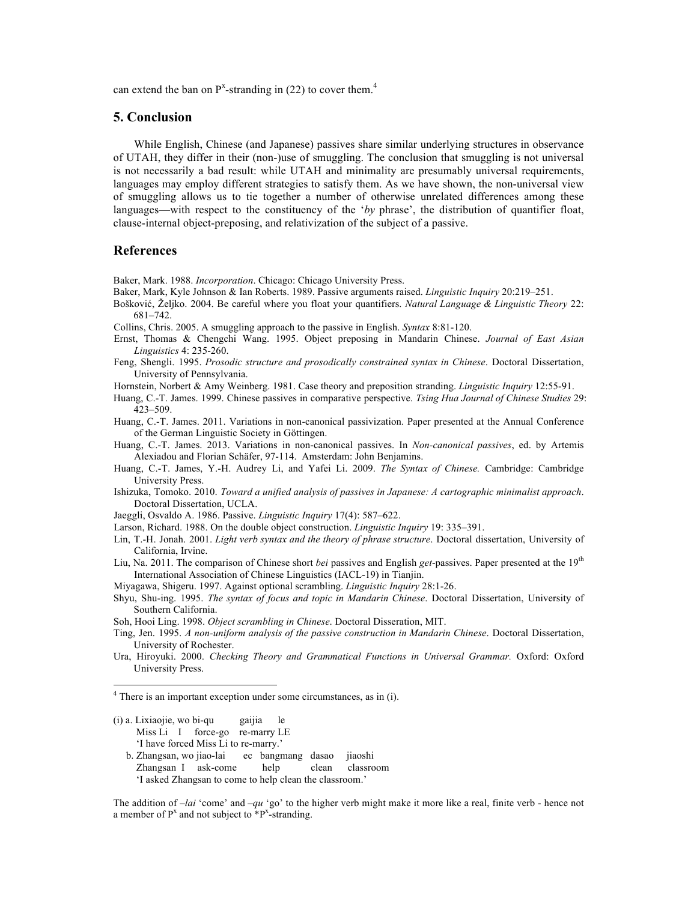can extend the ban on $P^x$-stranding in (22) to cover them.[4]

## 5. Conclusion

While English, Chinese (and Japanese) passives share similar underlying structures in observance of UTAH, they differ in their (non-)use of smuggling. The conclusion that smuggling is not universal is not necessarily a bad result: while UTAH and minimality are presumably universal requirements, languages may employ different strategies to satisfy them. As we have shown, the non-universal view of smuggling allows us to tie together a number of otherwise unrelated differences among these languages—with respect to the constituency of the '*by* phrase', the distribution of quantifier float, clause-internal object-preposing, and relativization of the subject of a passive.

## References

Baker, Mark. 1988. *Incorporation*. Chicago: Chicago University Press.

Baker, Mark, Kyle Johnson & Ian Roberts. 1989. Passive arguments raised. *Linguistic Inquiry* 20:219–251.

Bošković, Željko. 2004. Be careful where you float your quantifiers. *Natural Language & Linguistic Theory* 22: 681–742.

Collins, Chris. 2005. A smuggling approach to the passive in English. *Syntax* 8:81-120.

Ernst, Thomas & Chengchi Wang. 1995. Object preposing in Mandarin Chinese. *Journal of East Asian Linguistics* 4: 235-260.

Feng, Shengli. 1995. *Prosodic structure and prosodically constrained syntax in Chinese*. Doctoral Dissertation, University of Pennsylvania.

Hornstein, Norbert & Amy Weinberg. 1981. Case theory and preposition stranding. *Linguistic Inquiry* 12:55-91.

Huang, C.-T. James. 1999. Chinese passives in comparative perspective. *Tsing Hua Journal of Chinese Studies* 29: 423–509.

Huang, C.-T. James. 2011. Variations in non-canonical passivization. Paper presented at the Annual Conference of the German Linguistic Society in Göttingen.

Huang, C.-T. James. 2013. Variations in non-canonical passives. In *Non-canonical passives*, ed. by Artemis Alexiadou and Florian Schäfer, 97-114. Amsterdam: John Benjamins.

Huang, C.-T. James, Y.-H. Audrey Li, and Yafei Li. 2009. *The Syntax of Chinese.* Cambridge: Cambridge University Press.

Ishizuka, Tomoko. 2010. *Toward a unified analysis of passives in Japanese: A cartographic minimalist approach*. Doctoral Dissertation, UCLA.

Jaeggli, Osvaldo A. 1986. Passive. *Linguistic Inquiry* 17(4): 587–622.

Larson, Richard. 1988. On the double object construction. *Linguistic Inquiry* 19: 335–391.

Lin, T.-H. Jonah. 2001. *Light verb syntax and the theory of phrase structure*. Doctoral dissertation, University of California, Irvine.

Liu, Na. 2011. The comparison of Chinese short *bei* passives and English *get*-passives. Paper presented at the 19th International Association of Chinese Linguistics (IACL-19) in Tianjin.

Miyagawa, Shigeru. 1997. Against optional scrambling. *Linguistic Inquiry* 28:1-26.

Shyu, Shu-ing. 1995. *The syntax of focus and topic in Mandarin Chinese*. Doctoral Dissertation, University of Southern California.

Soh, Hooi Ling. 1998. *Object scrambling in Chinese*. Doctoral Disseration, MIT.

Ting, Jen. 1995. *A non-uniform analysis of the passive construction in Mandarin Chinese*. Doctoral Dissertation, University of Rochester.

Ura, Hiroyuki. 2000. *Checking Theory and Grammatical Functions in Universal Grammar.* Oxford: Oxford University Press.

---

[4] There is an important exception under some circumstances, as in (i).

(i) a. Lixiaojie, wo bi-qu gaijia le
   Miss Li I force-go re-marry LE
   'I have forced Miss Li to re-marry.'

b. Zhangsan, wo jiao-lai ec bangmang dasao jiaoshi
   Zhangsan I ask-come help clean classroom
   'I asked Zhangsan to come to help clean the classroom.'

The addition of *–lai* 'come' and *–qu* 'go' to the higher verb might make it more like a real, finite verb - hence not a member of $P^x$ and not subject to $*P^x$-stranding.